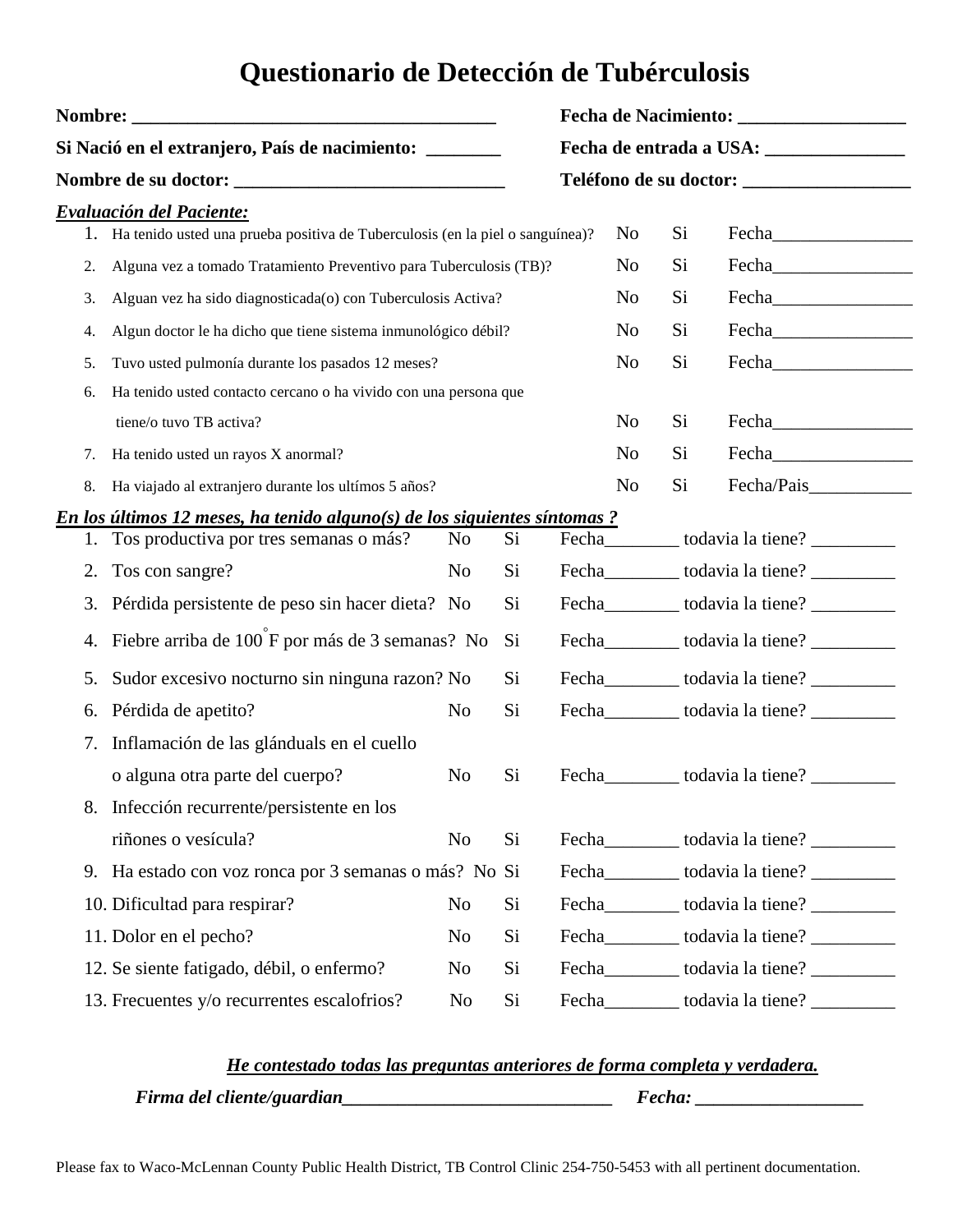# Questionario de Detección de Tubérculosis

**Nombre:** ________________________________________ **Fecha de Nacimiento:** __________________

**Si Nació en el extranjero, País de nacimiento:** ________ **Fecha de entrada a USA:** _______________

**Nombre de su doctor:** ______________________________ **Teléfono de su doctor:** __________________

***Evaluación del Paciente:***

1. Ha tenido usted una prueba positiva de Tuberculosis (en la piel o sanguínea)? No Si Fecha_______________
2. Alguna vez a tomado Tratamiento Preventivo para Tuberculosis (TB)? No Si Fecha_______________
3. Alguan vez ha sido diagnosticada(o) con Tuberculosis Activa? No Si Fecha_______________
4. Algun doctor le ha dicho que tiene sistema inmunológico débil? No Si Fecha_______________
5. Tuvo usted pulmonía durante los pasados 12 meses? No Si Fecha_______________
6. Ha tenido usted contacto cercano o ha vivido con una persona que tiene/o tuvo TB activa? No Si Fecha_______________
7. Ha tenido usted un rayos X anormal? No Si Fecha_______________
8. Ha viajado al extranjero durante los ultímos 5 años? No Si Fecha/Pais___________

***En los últimos 12 meses, ha tenido alguno(s) de los siguientes síntomas ?***

1. Tos productiva por tres semanas o más? No Si Fecha________ todavia la tiene? _________
2. Tos con sangre? No Si Fecha________ todavia la tiene? _________
3. Pérdida persistente de peso sin hacer dieta? No Si Fecha________ todavia la tiene? _________
4. Fiebre arriba de 100°F por más de 3 semanas? No Si Fecha________ todavia la tiene? _________
5. Sudor excesivo nocturno sin ninguna razon? No Si Fecha________ todavia la tiene? _________
6. Pérdida de apetito? No Si Fecha________ todavia la tiene? _________
7. Inflamación de las glánduals en el cuello o alguna otra parte del cuerpo? No Si Fecha________ todavia la tiene? _________
8. Infección recurrente/persistente en los riñones o vesícula? No Si Fecha________ todavia la tiene? _________
9. Ha estado con voz ronca por 3 semanas o más? No Si Fecha________ todavia la tiene? _________
10. Dificultad para respirar? No Si Fecha________ todavia la tiene? _________
11. Dolor en el pecho? No Si Fecha________ todavia la tiene? _________
12. Se siente fatigado, débil, o enfermo? No Si Fecha________ todavia la tiene? _________
13. Frecuentes y/o recurrentes escalofrios? No Si Fecha________ todavia la tiene? _________

***He contestado todas las preguntas anteriores de forma completa y verdadera.***

***Firma del cliente/guardian***_____________________________ ***Fecha:*** __________________

Please fax to Waco-McLennan County Public Health District, TB Control Clinic 254-750-5453 with all pertinent documentation.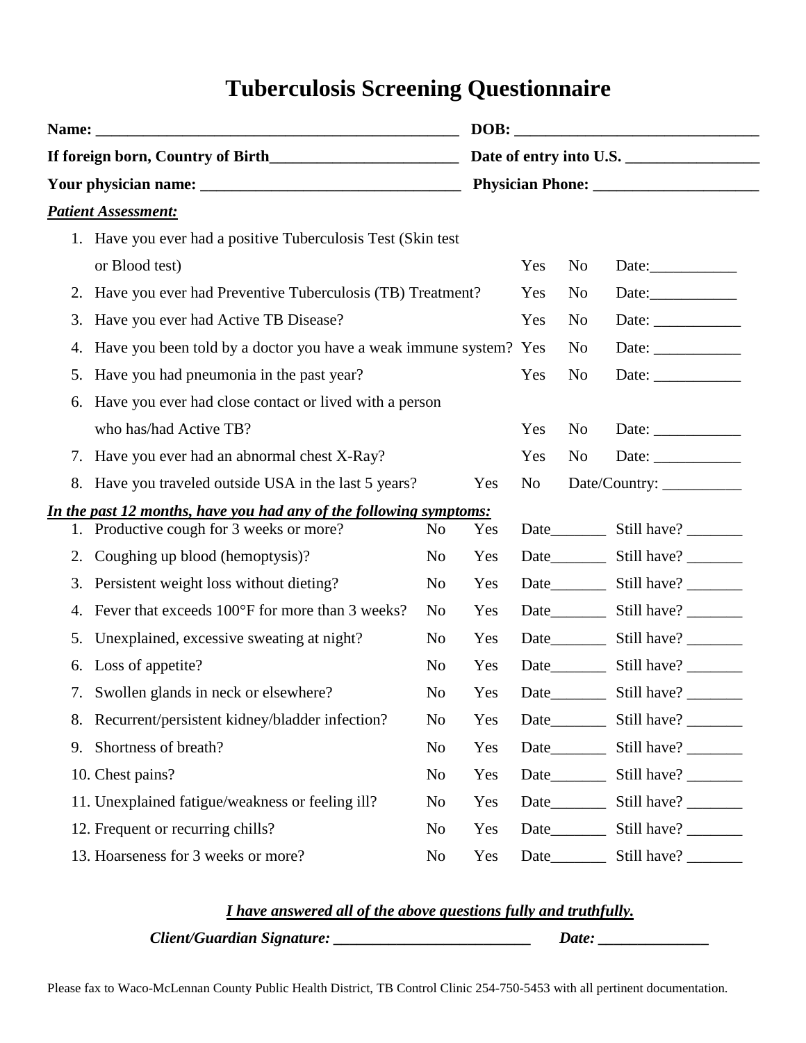# Tuberculosis Screening Questionnaire

**Name: ______________________________________________ DOB: _____________________________**

**If foreign born, Country of Birth______________________ Date of entry into U.S. _______________**

**Your physician name: ______________________________ Physician Phone: ____________________**

***Patient Assessment:***

| | | | | |
|---|---|---|---|---|
| 1. Have you ever had a positive Tuberculosis Test (Skin test or Blood test) | Yes | No | Date:___________ |
| 2. Have you ever had Preventive Tuberculosis (TB) Treatment? | Yes | No | Date:___________ |
| 3. Have you ever had Active TB Disease? | Yes | No | Date: ___________ |
| 4. Have you been told by a doctor you have a weak immune system? | Yes | No | Date: ___________ |
| 5. Have you had pneumonia in the past year? | Yes | No | Date: ___________ |
| 6. Have you ever had close contact or lived with a person who has/had Active TB? | Yes | No | Date: ___________ |
| 7. Have you ever had an abnormal chest X-Ray? | Yes | No | Date: ___________ |
| 8. Have you traveled outside USA in the last 5 years? | Yes | No | Date/Country: __________ |

***In the past 12 months, have you had any of the following symptoms:***

| | | | | |
|---|---|---|---|---|
| 1. Productive cough for 3 weeks or more? | No | Yes | Date_______ | Still have? _______ |
| 2. Coughing up blood (hemoptysis)? | No | Yes | Date_______ | Still have? _______ |
| 3. Persistent weight loss without dieting? | No | Yes | Date_______ | Still have? _______ |
| 4. Fever that exceeds 100°F for more than 3 weeks? | No | Yes | Date_______ | Still have? _______ |
| 5. Unexplained, excessive sweating at night? | No | Yes | Date_______ | Still have? _______ |
| 6. Loss of appetite? | No | Yes | Date_______ | Still have? _______ |
| 7. Swollen glands in neck or elsewhere? | No | Yes | Date_______ | Still have? _______ |
| 8. Recurrent/persistent kidney/bladder infection? | No | Yes | Date_______ | Still have? _______ |
| 9. Shortness of breath? | No | Yes | Date_______ | Still have? _______ |
| 10. Chest pains? | No | Yes | Date_______ | Still have? _______ |
| 11. Unexplained fatigue/weakness or feeling ill? | No | Yes | Date_______ | Still have? _______ |
| 12. Frequent or recurring chills? | No | Yes | Date_______ | Still have? _______ |
| 13. Hoarseness for 3 weeks or more? | No | Yes | Date_______ | Still have? _______ |

***I have answered all of the above questions fully and truthfully.***

***Client/Guardian Signature: _________________________ Date: ______________***

Please fax to Waco-McLennan County Public Health District, TB Control Clinic 254-750-5453 with all pertinent documentation.